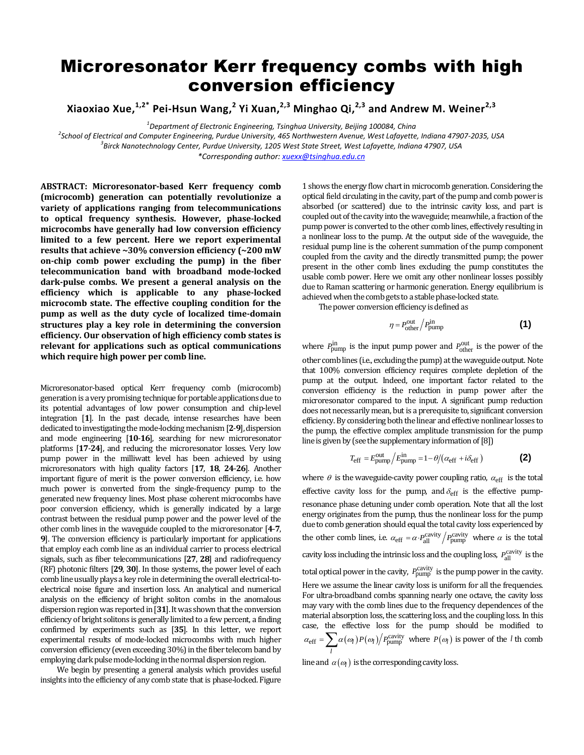# Microresonator Kerr frequency combs with high conversion efficiency

**Xiaoxiao Xue,[1,2*] Pei-Hsun Wang,[2] Yi Xuan,[2,3] Minghao Qi,[2,3] and Andrew M. Weiner[2,3]**

[1]*Department of Electronic Engineering, Tsinghua University, Beijing 100084, China*
[2]*School of Electrical and Computer Engineering, Purdue University, 465 Northwestern Avenue, West Lafayette, Indiana 47907-2035, USA*
[3]*Birck Nanotechnology Center, Purdue University, 1205 West State Street, West Lafayette, Indiana 47907, USA*
*\*Corresponding author: xuexx@tsinghua.edu.cn*

**ABSTRACT: Microresonator-based Kerr frequency comb (microcomb) generation can potentially revolutionize a variety of applications ranging from telecommunications to optical frequency synthesis. However, phase-locked microcombs have generally had low conversion efficiency limited to a few percent. Here we report experimental results that achieve ~30% conversion efficiency (~200 mW on-chip comb power excluding the pump) in the fiber telecommunication band with broadband mode-locked dark-pulse combs. We present a general analysis on the efficiency which is applicable to any phase-locked microcomb state. The effective coupling condition for the pump as well as the duty cycle of localized time-domain structures play a key role in determining the conversion efficiency. Our observation of high efficiency comb states is relevant for applications such as optical communications which require high power per comb line.**

Microresonator-based optical Kerr frequency comb (microcomb) generation is a very promising technique for portable applications due to its potential advantages of low power consumption and chip-level integration [**1**]. In the past decade, intense researches have been dedicated to investigating the mode-locking mechanism [**2**-**9**], dispersion and mode engineering [**10**-**16**], searching for new microresonator platforms [**17**-**24**], and reducing the microresonator losses. Very low pump power in the milliwatt level has been achieved by using microresonators with high quality factors [**17**, **18**, **24**-**26**]. Another important figure of merit is the power conversion efficiency, i.e. how much power is converted from the single-frequency pump to the generated new frequency lines. Most phase coherent microcombs have poor conversion efficiency, which is generally indicated by a large contrast between the residual pump power and the power level of the other comb lines in the waveguide coupled to the microresonator [**4**-**7**, **9**]. The conversion efficiency is particularly important for applications that employ each comb line as an individual carrier to process electrical signals, such as fiber telecommunications [**27**, **28**] and radiofrequency (RF) photonic filters [**29**, **30**]. In those systems, the power level of each comb line usually plays a key role in determining the overall electrical-to-electrical noise figure and insertion loss. An analytical and numerical analysis on the efficiency of bright soliton combs in the anomalous dispersion region was reported in [**31**]. It was shown that the conversion efficiency of bright solitons is generally limited to a few percent, a finding confirmed by experiments such as [**35**]. In this letter, we report experimental results of mode-locked microcombs with much higher conversion efficiency (even exceeding 30%) in the fiber telecom band by employing dark pulse mode-locking in the normal dispersion region.

We begin by presenting a general analysis which provides useful insights into the efficiency of any comb state that is phase-locked. Figure 1 shows the energy flow chart in microcomb generation. Considering the optical field circulating in the cavity, part of the pump and comb power is absorbed (or scattered) due to the intrinsic cavity loss, and part is coupled out of the cavity into the waveguide; meanwhile, a fraction of the pump power is converted to the other comb lines, effectively resulting in a nonlinear loss to the pump. At the output side of the waveguide, the residual pump line is the coherent summation of the pump component coupled from the cavity and the directly transmitted pump; the power present in the other comb lines excluding the pump constitutes the usable comb power. Here we omit any other nonlinear losses possibly due to Raman scattering or harmonic generation. Energy equilibrium is achieved when the comb gets to a stable phase-locked state.

The power conversion efficiency is defined as

$$\eta = P_{\text{other}}^{\text{out}} \big/ P_{\text{pump}}^{\text{in}} \tag{1}$$

where $P_{\text{pump}}^{\text{in}}$ is the input pump power and $P_{\text{other}}^{\text{out}}$ is the power of the other comb lines (i.e., excluding the pump) at the waveguide output. Note that 100% conversion efficiency requires complete depletion of the pump at the output. Indeed, one important factor related to the conversion efficiency is the reduction in pump power after the microresonator compared to the input. A significant pump reduction does not necessarily mean, but is a prerequisite to, significant conversion efficiency. By considering both the linear and effective nonlinear losses to the pump, the effective complex amplitude transmission for the pump line is given by (see the supplementary information of [8])

$$T_{\text{eff}} = E_{\text{pump}}^{\text{out}} \big/ E_{\text{pump}}^{\text{in}} = 1 - \theta \big/ \left(\alpha_{\text{eff}} + i\delta_{\text{eff}}\right) \tag{2}$$

where $\theta$ is the waveguide-cavity power coupling ratio, $\alpha_{\text{eff}}$ is the total effective cavity loss for the pump, and $\delta_{\text{eff}}$ is the effective pump-resonance phase detuning under comb operation. Note that all the lost energy originates from the pump, thus the nonlinear loss for the pump due to comb generation should equal the total cavity loss experienced by the other comb lines, i.e. $\alpha_{\text{eff}} = \alpha \cdot P_{\text{all}}^{\text{cavity}} \big/ P_{\text{pump}}^{\text{cavity}}$ where $\alpha$ is the total cavity loss including the intrinsic loss and the coupling loss, $P_{\text{all}}^{\text{cavity}}$ is the total optical power in the cavity, $P_{\text{pump}}^{\text{cavity}}$ is the pump power in the cavity. Here we assume the linear cavity loss is uniform for all the frequencies. For ultra-broadband combs spanning nearly one octave, the cavity loss may vary with the comb lines due to the frequency dependences of the material absorption loss, the scattering loss, and the coupling loss. In this case, the effective loss for the pump should be modified to $\alpha_{\text{eff}} = \sum_l \alpha(\omega_l) P(\omega_l) \big/ P_{\text{pump}}^{\text{cavity}}$ where $P(\omega_l)$ is power of the $l$ th comb line and $\alpha(\omega_l)$ is the corresponding cavity loss.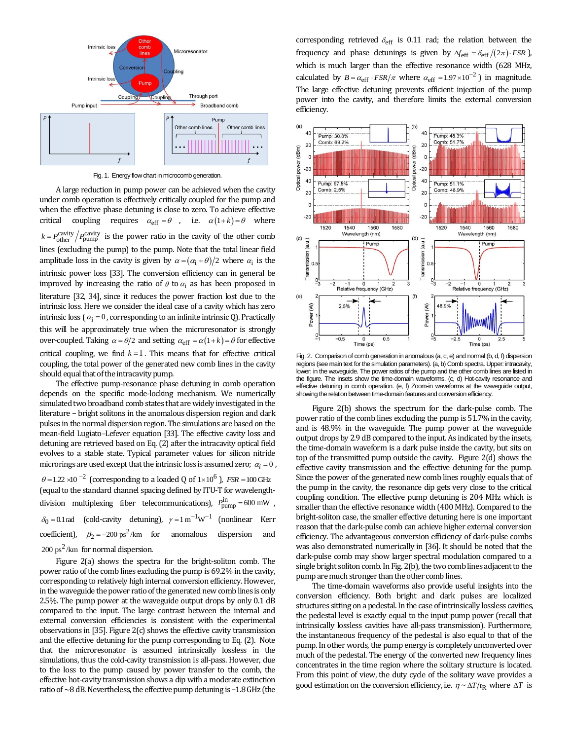Fig. 1. Energy flow chart in microcomb generation.

A large reduction in pump power can be achieved when the cavity under comb operation is effectively critically coupled for the pump and when the effective phase detuning is close to zero. To achieve effective critical coupling requires $\alpha_{\rm eff} = \theta$, i.e. $\alpha(1+k) = \theta$ where $k = P_{\rm other}^{\rm cavity} / P_{\rm pump}^{\rm cavity}$ is the power ratio in the cavity of the other comb lines (excluding the pump) to the pump. Note that the total linear field amplitude loss in the cavity is given by $\alpha = (\alpha_{\rm i} + \theta)/2$ where $\alpha_{\rm i}$ is the intrinsic power loss [33]. The conversion efficiency can in general be improved by increasing the ratio of $\theta$ to $\alpha_{\rm i}$ as has been proposed in literature [32, 34], since it reduces the power fraction lost due to the intrinsic loss. Here we consider the ideal case of a cavity which has zero intrinsic loss ($\alpha_{\rm i} = 0$, corresponding to an infinite intrinsic Q). Practically this will be approximately true when the microresonator is strongly over-coupled. Taking $\alpha = \theta/2$ and setting $\alpha_{\rm eff} = \alpha(1+k) = \theta$ for effective critical coupling, we find $k = 1$. This means that for effective critical coupling, the total power of the generated new comb lines in the cavity should equal that of the intracavity pump.

The effective pump-resonance phase detuning in comb operation depends on the specific mode-locking mechanism. We numerically simulated two broadband comb states that are widely investigated in the literature – bright solitons in the anomalous dispersion region and dark pulses in the normal dispersion region. The simulations are based on the mean-field Lugiato–Lefever equation [33]. The effective cavity loss and detuning are retrieved based on Eq. (2) after the intracavity optical field evolves to a stable state. Typical parameter values for silicon nitride microrings are used except that the intrinsic loss is assumed zero; $\alpha_{\rm i} = 0$, $\theta = 1.22\times10^{-2}$ (corresponding to a loaded Q of $1\times10^{6}$), $FSR = 100\,{\rm GHz}$ (equal to the standard channel spacing defined by ITU-T for wavelength-division multiplexing fiber telecommunications), $P_{\rm pump}^{\rm in} = 600\,{\rm mW}$, $\delta_0 = 0.1\,{\rm rad}$ (cold-cavity detuning), $\gamma = 1\,{\rm m}^{-1}{\rm W}^{-1}$ (nonlinear Kerr coefficient), $\beta_2 = -200\,{\rm ps}^2/{\rm km}$ for anomalous dispersion and $200\,{\rm ps}^2/{\rm km}$ for normal dispersion.

Figure 2(a) shows the spectra for the bright-soliton comb. The power ratio of the comb lines excluding the pump is 69.2% in the cavity, corresponding to relatively high internal conversion efficiency. However, in the waveguide the power ratio of the generated new comb lines is only 2.5%. The pump power at the waveguide output drops by only 0.1 dB compared to the input. The large contrast between the internal and external conversion efficiencies is consistent with the experimental observations in [35]. Figure 2(c) shows the effective cavity transmission and the effective detuning for the pump corresponding to Eq. (2). Note that the microresonator is assumed intrinsically lossless in the simulations, thus the cold-cavity transmission is all-pass. However, due to the loss to the pump caused by power transfer to the comb, the effective hot-cavity transmission shows a dip with a moderate extinction ratio of ~8 dB. Nevertheless, the effective pump detuning is −1.8 GHz (the corresponding retrieved $\delta_{\rm eff}$ is 0.11 rad; the relation between the frequency and phase detunings is given by $\Delta f_{\rm eff} = \delta_{\rm eff}/(2\pi)\cdot FSR$), which is much larger than the effective resonance width (628 MHz, calculated by $B = \alpha_{\rm eff}\cdot FSR/\pi$ where $\alpha_{\rm eff} = 1.97\times10^{-2}$) in magnitude. The large effective detuning prevents efficient injection of the pump power into the cavity, and therefore limits the external conversion efficiency.

Fig. 2. Comparison of comb generation in anomalous (a, c, e) and normal (b, d, f) dispersion regions (see main text for the simulation parameters). (a, b) Comb spectra. Upper: intracavity, lower: in the waveguide. The power ratios of the pump and the other comb lines are listed in the figure. The insets show the time-domain waveforms. (c, d) Hot-cavity resonance and effective detuning in comb operation. (e, f) Zoom-in waveforms at the waveguide output, showing the relation between time-domain features and conversion efficiency.

Figure 2(b) shows the spectrum for the dark-pulse comb. The power ratio of the comb lines excluding the pump is 51.7% in the cavity, and is 48.9% in the waveguide. The pump power at the waveguide output drops by 2.9 dB compared to the input. As indicated by the insets, the time-domain waveform is a dark pulse inside the cavity, but sits on top of the transmitted pump outside the cavity. Figure 2(d) shows the effective cavity transmission and the effective detuning for the pump. Since the power of the generated new comb lines roughly equals that of the pump in the cavity, the resonance dip gets very close to the critical coupling condition. The effective pump detuning is 204 MHz which is smaller than the effective resonance width (400 MHz). Compared to the bright-soliton case, the smaller effective detuning here is one important reason that the dark-pulse comb can achieve higher external conversion efficiency. The advantageous conversion efficiency of dark-pulse combs was also demonstrated numerically in [36]. It should be noted that the dark-pulse comb may show larger spectral modulation compared to a single bright soliton comb. In Fig. 2(b), the two comb lines adjacent to the pump are much stronger than the other comb lines.

The time-domain waveforms also provide useful insights into the conversion efficiency. Both bright and dark pulses are localized structures sitting on a pedestal. In the case of intrinsically lossless cavities, the pedestal level is exactly equal to the input pump power (recall that intrinsically lossless cavities have all-pass transmission). Furthermore, the instantaneous frequency of the pedestal is also equal to that of the pump. In other words, the pump energy is completely unconverted over much of the pedestal. The energy of the converted new frequency lines concentrates in the time region where the solitary structure is located. From this point of view, the duty cycle of the solitary wave provides a good estimation on the conversion efficiency, i.e. $\eta \sim \Delta T/t_{\rm R}$ where $\Delta T$ is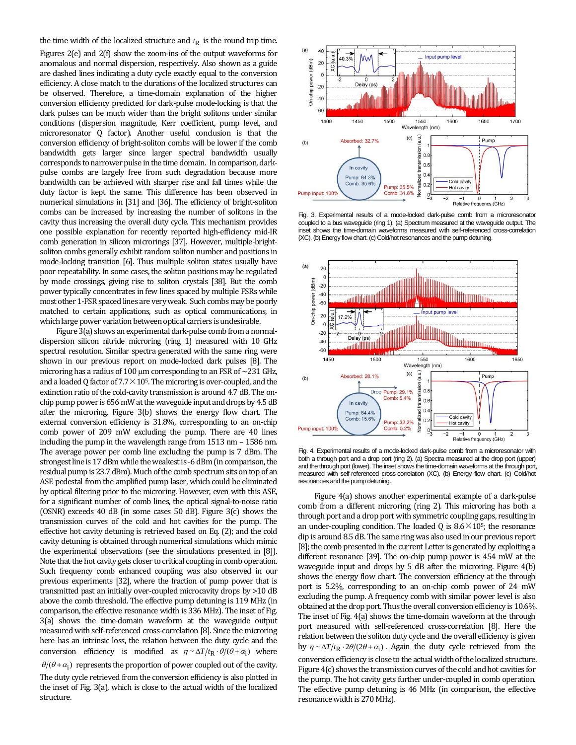the time width of the localized structure and $t_R$ is the round trip time. Figures 2(e) and 2(f) show the zoom-ins of the output waveforms for anomalous and normal dispersion, respectively. Also shown as a guide are dashed lines indicating a duty cycle exactly equal to the conversion efficiency. A close match to the durations of the localized structures can be observed. Therefore, a time-domain explanation of the higher conversion efficiency predicted for dark-pulse mode-locking is that the dark pulses can be much wider than the bright solitons under similar conditions (dispersion magnitude, Kerr coefficient, pump level, and microresonator Q factor). Another useful conclusion is that the conversion efficiency of bright-soliton combs will be lower if the comb bandwidth gets larger since larger spectral bandwidth usually corresponds to narrower pulse in the time domain. In comparison, dark-pulse combs are largely free from such degradation because more bandwidth can be achieved with sharper rise and fall times while the duty factor is kept the same. This difference has been observed in numerical simulations in [31] and [36]. The efficiency of bright-soliton combs can be increased by increasing the number of solitons in the cavity thus increasing the overall duty cycle. This mechanism provides one possible explanation for recently reported high-efficiency mid-IR comb generation in silicon microrings [37]. However, multiple-bright-soliton combs generally exhibit random soliton number and positions in mode-locking transition [6]. Thus multiple soliton states usually have poor repeatability. In some cases, the soliton positions may be regulated by mode crossings, giving rise to soliton crystals [38]. But the comb power typically concentrates in few lines spaced by multiple FSRs while most other 1-FSR spaced lines are very weak. Such combs may be poorly matched to certain applications, such as optical communications, in which large power variation between optical carriers is undesirable.

Figure 3(a) shows an experimental dark-pulse comb from a normal-dispersion silicon nitride microring (ring 1) measured with 10 GHz spectral resolution. Similar spectra generated with the same ring were shown in our previous report on mode-locked dark pulses [8]. The microring has a radius of 100 μm corresponding to an FSR of ~231 GHz, and a loaded Q factor of $7.7\times10^5$. The microring is over-coupled, and the extinction ratio of the cold-cavity transmission is around 4.7 dB. The on-chip pump power is 656 mW at the waveguide input and drops by 4.5 dB after the microring. Figure 3(b) shows the energy flow chart. The external conversion efficiency is 31.8%, corresponding to an on-chip comb power of 209 mW excluding the pump. There are 40 lines including the pump in the wavelength range from 1513 nm – 1586 nm. The average power per comb line excluding the pump is 7 dBm. The strongest line is 17 dBm while the weakest is -6 dBm (in comparison, the residual pump is 23.7 dBm). Much of the comb spectrum sits on top of an ASE pedestal from the amplified pump laser, which could be eliminated by optical filtering prior to the microring. However, even with this ASE, for a significant number of comb lines, the optical signal-to-noise ratio (OSNR) exceeds 40 dB (in some cases 50 dB). Figure 3(c) shows the transmission curves of the cold and hot cavities for the pump. The effective hot cavity detuning is retrieved based on Eq. (2); and the cold cavity detuning is obtained through numerical simulations which mimic the experimental observations (see the simulations presented in [8]). Note that the hot cavity gets closer to critical coupling in comb operation. Such frequency comb enhanced coupling was also observed in our previous experiments [32], where the fraction of pump power that is transmitted past an initially over-coupled microcavity drops by >10 dB above the comb threshold. The effective pump detuning is 119 MHz (in comparison, the effective resonance width is 336 MHz). The inset of Fig. 3(a) shows the time-domain waveform at the waveguide output measured with self-referenced cross-correlation [8]. Since the microring here has an intrinsic loss, the relation between the duty cycle and the conversion efficiency is modified as $\eta\sim\Delta T/t_R\cdot\theta/(\theta+\alpha_i)$ where $\theta/(\theta+\alpha_i)$ represents the proportion of power coupled out of the cavity. The duty cycle retrieved from the conversion efficiency is also plotted in the inset of Fig. 3(a), which is close to the actual width of the localized structure.

Fig. 3. Experimental results of a mode-locked dark-pulse comb from a microresonator coupled to a bus waveguide (ring 1). (a) Spectrum measured at the waveguide output. The inset shows the time-domain waveforms measured with self-referenced cross-correlation (XC). (b) Energy flow chart. (c) Cold/hot resonances and the pump detuning.

Fig. 4. Experimental results of a mode-locked dark-pulse comb from a microresonator with both a through port and a drop port (ring 2). (a) Spectra measured at the drop port (upper) and the through port (lower). The inset shows the time-domain waveforms at the through port, measured with self-referenced cross-correlation (XC). (b) Energy flow chart. (c) Cold/hot resonances and the pump detuning.

Figure 4(a) shows another experimental example of a dark-pulse comb from a different microring (ring 2). This microring has both a through port and a drop port with symmetric coupling gaps, resulting in an under-coupling condition. The loaded Q is $8.6\times10^5$; the resonance dip is around 8.5 dB. The same ring was also used in our previous report [8]; the comb presented in the current Letter is generated by exploiting a different resonance [39]. The on-chip pump power is 454 mW at the waveguide input and drops by 5 dB after the microring. Figure 4(b) shows the energy flow chart. The conversion efficiency at the through port is 5.2%, corresponding to an on-chip comb power of 24 mW excluding the pump. A frequency comb with similar power level is also obtained at the drop port. Thus the overall conversion efficiency is 10.6%. The inset of Fig. 4(a) shows the time-domain waveform at the through port measured with self-referenced cross-correlation [8]. Here the relation between the soliton duty cycle and the overall efficiency is given by $\eta\sim\Delta T/t_R\cdot2\theta/(2\theta+\alpha_i)$. Again the duty cycle retrieved from the conversion efficiency is close to the actual width of the localized structure. Figure 4(c) shows the transmission curves of the cold and hot cavities for the pump. The hot cavity gets further under-coupled in comb operation. The effective pump detuning is 46 MHz (in comparison, the effective resonance width is 270 MHz).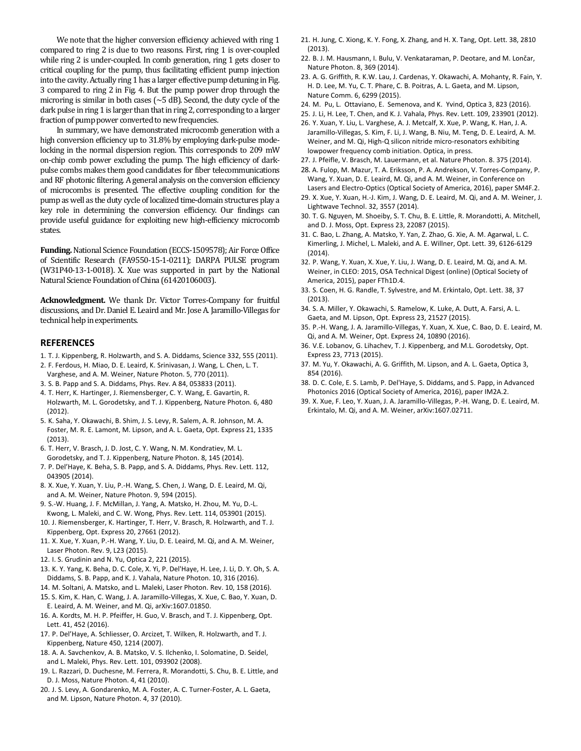We note that the higher conversion efficiency achieved with ring 1 compared to ring 2 is due to two reasons. First, ring 1 is over-coupled while ring 2 is under-coupled. In comb generation, ring 1 gets closer to critical coupling for the pump, thus facilitating efficient pump injection into the cavity. Actually ring 1 has a larger effective pump detuning in Fig. 3 compared to ring 2 in Fig. 4. But the pump power drop through the microring is similar in both cases (~5 dB). Second, the duty cycle of the dark pulse in ring 1 is larger than that in ring 2, corresponding to a larger fraction of pump power converted to new frequencies.

In summary, we have demonstrated microcomb generation with a high conversion efficiency up to 31.8% by employing dark-pulse mode-locking in the normal dispersion region. This corresponds to 209 mW on-chip comb power excluding the pump. The high efficiency of dark-pulse combs makes them good candidates for fiber telecommunications and RF photonic filtering. A general analysis on the conversion efficiency of microcombs is presented. The effective coupling condition for the pump as well as the duty cycle of localized time-domain structures play a key role in determining the conversion efficiency. Our findings can provide useful guidance for exploiting new high-efficiency microcomb states.

**Funding.** National Science Foundation (ECCS-1509578); Air Force Office of Scientific Research (FA9550-15-1-0211); DARPA PULSE program (W31P40-13-1-0018). X. Xue was supported in part by the National Natural Science Foundation of China (61420106003).

**Acknowledgment.** We thank Dr. Victor Torres-Company for fruitful discussions, and Dr. Daniel E. Leaird and Mr. Jose A. Jaramillo-Villegas for technical help in experiments.

## REFERENCES

1. T. J. Kippenberg, R. Holzwarth, and S. A. Diddams, Science 332, 555 (2011).
2. F. Ferdous, H. Miao, D. E. Leaird, K. Srinivasan, J. Wang, L. Chen, L. T. Varghese, and A. M. Weiner, Nature Photon. 5, 770 (2011).
3. S. B. Papp and S. A. Diddams, Phys. Rev. A 84, 053833 (2011).
4. T. Herr, K. Hartinger, J. Riemensberger, C. Y. Wang, E. Gavartin, R. Holzwarth, M. L. Gorodetsky, and T. J. Kippenberg, Nature Photon. 6, 480 (2012).
5. K. Saha, Y. Okawachi, B. Shim, J. S. Levy, R. Salem, A. R. Johnson, M. A. Foster, M. R. E. Lamont, M. Lipson, and A. L. Gaeta, Opt. Express 21, 1335 (2013).
6. T. Herr, V. Brasch, J. D. Jost, C. Y. Wang, N. M. Kondratiev, M. L. Gorodetsky, and T. J. Kippenberg, Nature Photon. 8, 145 (2014).
7. P. Del'Haye, K. Beha, S. B. Papp, and S. A. Diddams, Phys. Rev. Lett. 112, 043905 (2014).
8. X. Xue, Y. Xuan, Y. Liu, P.-H. Wang, S. Chen, J. Wang, D. E. Leaird, M. Qi, and A. M. Weiner, Nature Photon. 9, 594 (2015).
9. S.-W. Huang, J. F. McMillan, J. Yang, A. Matsko, H. Zhou, M. Yu, D.-L. Kwong, L. Maleki, and C. W. Wong, Phys. Rev. Lett. 114, 053901 (2015).
10. J. Riemensberger, K. Hartinger, T. Herr, V. Brasch, R. Holzwarth, and T. J. Kippenberg, Opt. Express 20, 27661 (2012).
11. X. Xue, Y. Xuan, P.-H. Wang, Y. Liu, D. E. Leaird, M. Qi, and A. M. Weiner, Laser Photon. Rev. 9, L23 (2015).
12. I. S. Grudinin and N. Yu, Optica 2, 221 (2015).
13. K. Y. Yang, K. Beha, D. C. Cole, X. Yi, P. Del'Haye, H. Lee, J. Li, D. Y. Oh, S. A. Diddams, S. B. Papp, and K. J. Vahala, Nature Photon. 10, 316 (2016).
14. M. Soltani, A. Matsko, and L. Maleki, Laser Photon. Rev. 10, 158 (2016).
15. S. Kim, K. Han, C. Wang, J. A. Jaramillo-Villegas, X. Xue, C. Bao, Y. Xuan, D. E. Leaird, A. M. Weiner, and M. Qi, arXiv:1607.01850.
16. A. Kordts, M. H. P. Pfeiffer, H. Guo, V. Brasch, and T. J. Kippenberg, Opt. Lett. 41, 452 (2016).
17. P. Del'Haye, A. Schliesser, O. Arcizet, T. Wilken, R. Holzwarth, and T. J. Kippenberg, Nature 450, 1214 (2007).
18. A. A. Savchenkov, A. B. Matsko, V. S. Ilchenko, I. Solomatine, D. Seidel, and L. Maleki, Phys. Rev. Lett. 101, 093902 (2008).
19. L. Razzari, D. Duchesne, M. Ferrera, R. Morandotti, S. Chu, B. E. Little, and D. J. Moss, Nature Photon. 4, 41 (2010).
20. J. S. Levy, A. Gondarenko, M. A. Foster, A. C. Turner-Foster, A. L. Gaeta, and M. Lipson, Nature Photon. 4, 37 (2010).
21. H. Jung, C. Xiong, K. Y. Fong, X. Zhang, and H. X. Tang, Opt. Lett. 38, 2810 (2013).
22. B. J. M. Hausmann, I. Bulu, V. Venkataraman, P. Deotare, and M. Lončar, Nature Photon. 8, 369 (2014).
23. A. G. Griffith, R. K.W. Lau, J. Cardenas, Y. Okawachi, A. Mohanty, R. Fain, Y. H. D. Lee, M. Yu, C. T. Phare, C. B. Poitras, A. L. Gaeta, and M. Lipson, Nature Comm. 6, 6299 (2015).
24. M. Pu, L. Ottaviano, E. Semenova, and K. Yvind, Optica 3, 823 (2016).
25. J. Li, H. Lee, T. Chen, and K. J. Vahala, Phys. Rev. Lett. 109, 233901 (2012).
26. Y. Xuan, Y. Liu, L. Varghese, A. J. Metcalf, X. Xue, P. Wang, K. Han, J. A. Jaramillo-Villegas, S. Kim, F. Li, J. Wang, B. Niu, M. Teng, D. E. Leaird, A. M. Weiner, and M. Qi, High-Q silicon nitride micro-resonators exhibiting lowpower frequency comb initiation. Optica, in press.
27. J. Pfeifle, V. Brasch, M. Lauermann, et al. Nature Photon. 8. 375 (2014).
28. A. Fulop, M. Mazur, T. A. Eriksson, P. A. Andrekson, V. Torres-Company, P. Wang, Y. Xuan, D. E. Leaird, M. Qi, and A. M. Weiner, in Conference on Lasers and Electro-Optics (Optical Society of America, 2016), paper SM4F.2.
29. X. Xue, Y. Xuan, H.-J. Kim, J. Wang, D. E. Leaird, M. Qi, and A. M. Weiner, J. Lightwave Technol. 32, 3557 (2014).
30. T. G. Nguyen, M. Shoeiby, S. T. Chu, B. E. Little, R. Morandotti, A. Mitchell, and D. J. Moss, Opt. Express 23, 22087 (2015).
31. C. Bao, L. Zhang, A. Matsko, Y. Yan, Z. Zhao, G. Xie, A. M. Agarwal, L. C. Kimerling, J. Michel, L. Maleki, and A. E. Willner, Opt. Lett. 39, 6126-6129 (2014).
32. P. Wang, Y. Xuan, X. Xue, Y. Liu, J. Wang, D. E. Leaird, M. Qi, and A. M. Weiner, in CLEO: 2015, OSA Technical Digest (online) (Optical Society of America, 2015), paper FTh1D.4.
33. S. Coen, H. G. Randle, T. Sylvestre, and M. Erkintalo, Opt. Lett. 38, 37 (2013).
34. S. A. Miller, Y. Okawachi, S. Ramelow, K. Luke, A. Dutt, A. Farsi, A. L. Gaeta, and M. Lipson, Opt. Express 23, 21527 (2015).
35. P.-H. Wang, J. A. Jaramillo-Villegas, Y. Xuan, X. Xue, C. Bao, D. E. Leaird, M. Qi, and A. M. Weiner, Opt. Express 24, 10890 (2016).
36. V.E. Lobanov, G. Lihachev, T. J. Kippenberg, and M.L. Gorodetsky, Opt. Express 23, 7713 (2015).
37. M. Yu, Y. Okawachi, A. G. Griffith, M. Lipson, and A. L. Gaeta, Optica 3, 854 (2016).
38. D. C. Cole, E. S. Lamb, P. Del'Haye, S. Diddams, and S. Papp, in Advanced Photonics 2016 (Optical Society of America, 2016), paper IM2A.2.
39. X. Xue, F. Leo, Y. Xuan, J. A. Jaramillo-Villegas, P.-H. Wang, D. E. Leaird, M. Erkintalo, M. Qi, and A. M. Weiner, arXiv:1607.02711.